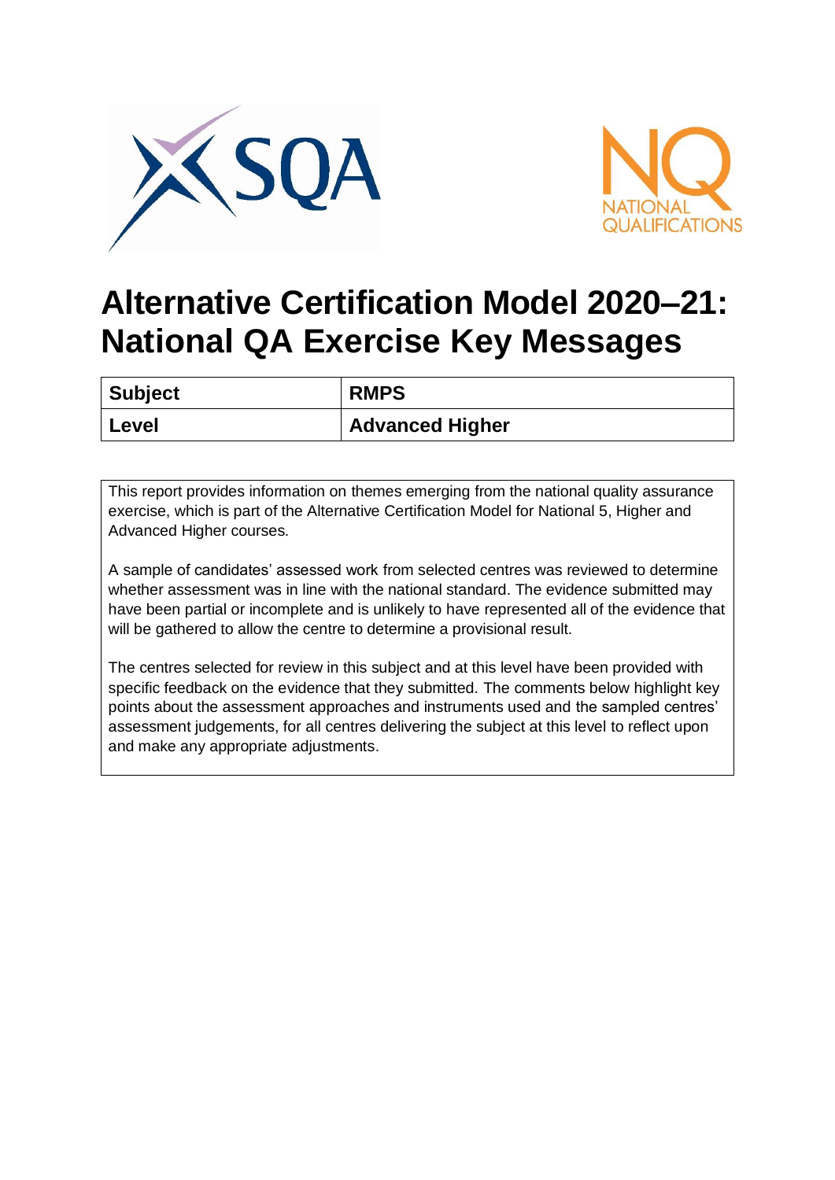# Alternative Certification Model 2020–21: National QA Exercise Key Messages

| Subject | RMPS |
| --- | --- |
| Level | Advanced Higher |

This report provides information on themes emerging from the national quality assurance exercise, which is part of the Alternative Certification Model for National 5, Higher and Advanced Higher courses.

A sample of candidates' assessed work from selected centres was reviewed to determine whether assessment was in line with the national standard. The evidence submitted may have been partial or incomplete and is unlikely to have represented all of the evidence that will be gathered to allow the centre to determine a provisional result.

The centres selected for review in this subject and at this level have been provided with specific feedback on the evidence that they submitted. The comments below highlight key points about the assessment approaches and instruments used and the sampled centres' assessment judgements, for all centres delivering the subject at this level to reflect upon and make any appropriate adjustments.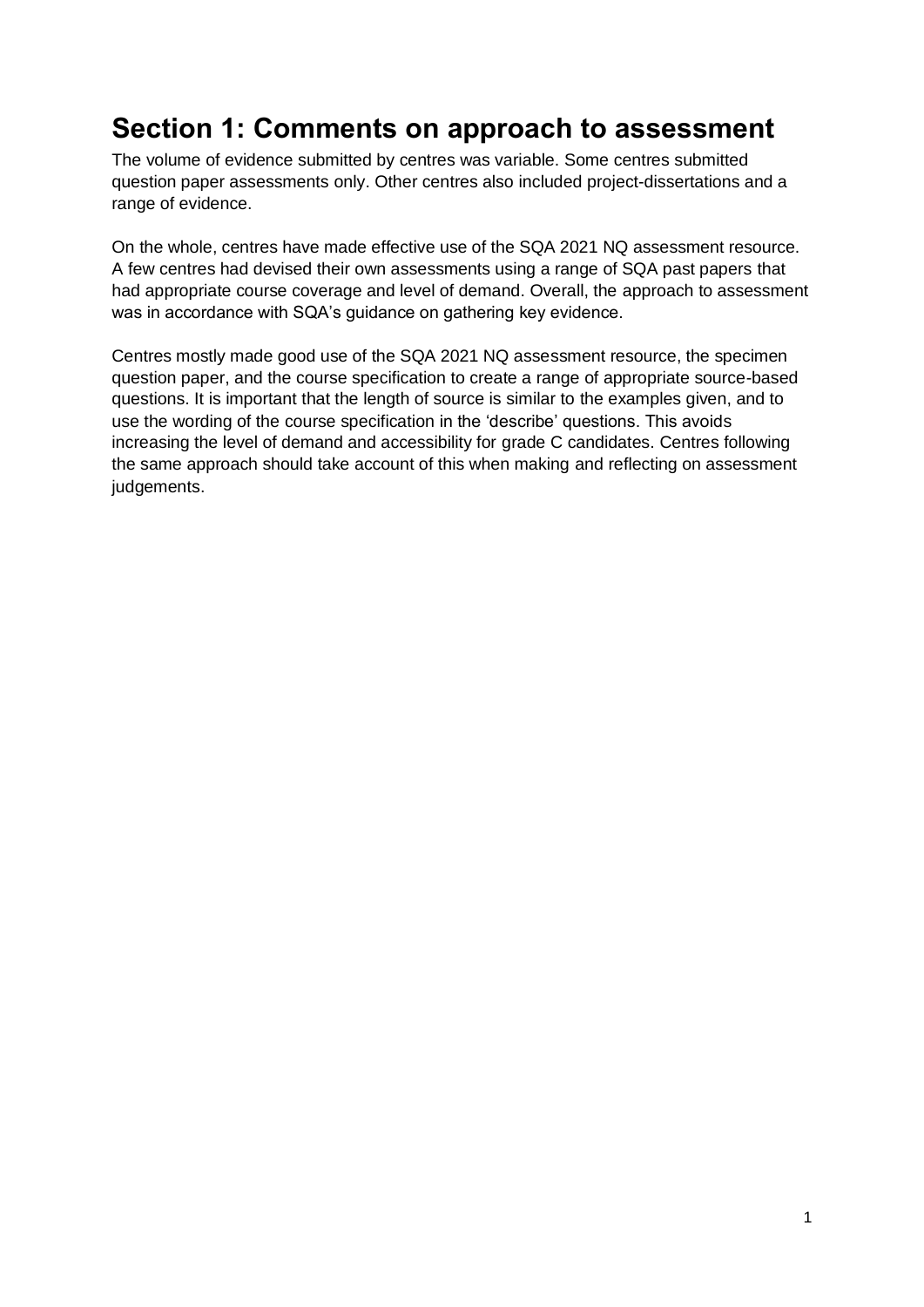# Section 1: Comments on approach to assessment

The volume of evidence submitted by centres was variable. Some centres submitted question paper assessments only. Other centres also included project-dissertations and a range of evidence.

On the whole, centres have made effective use of the SQA 2021 NQ assessment resource. A few centres had devised their own assessments using a range of SQA past papers that had appropriate course coverage and level of demand. Overall, the approach to assessment was in accordance with SQA's guidance on gathering key evidence.

Centres mostly made good use of the SQA 2021 NQ assessment resource, the specimen question paper, and the course specification to create a range of appropriate source-based questions. It is important that the length of source is similar to the examples given, and to use the wording of the course specification in the 'describe' questions. This avoids increasing the level of demand and accessibility for grade C candidates. Centres following the same approach should take account of this when making and reflecting on assessment judgements.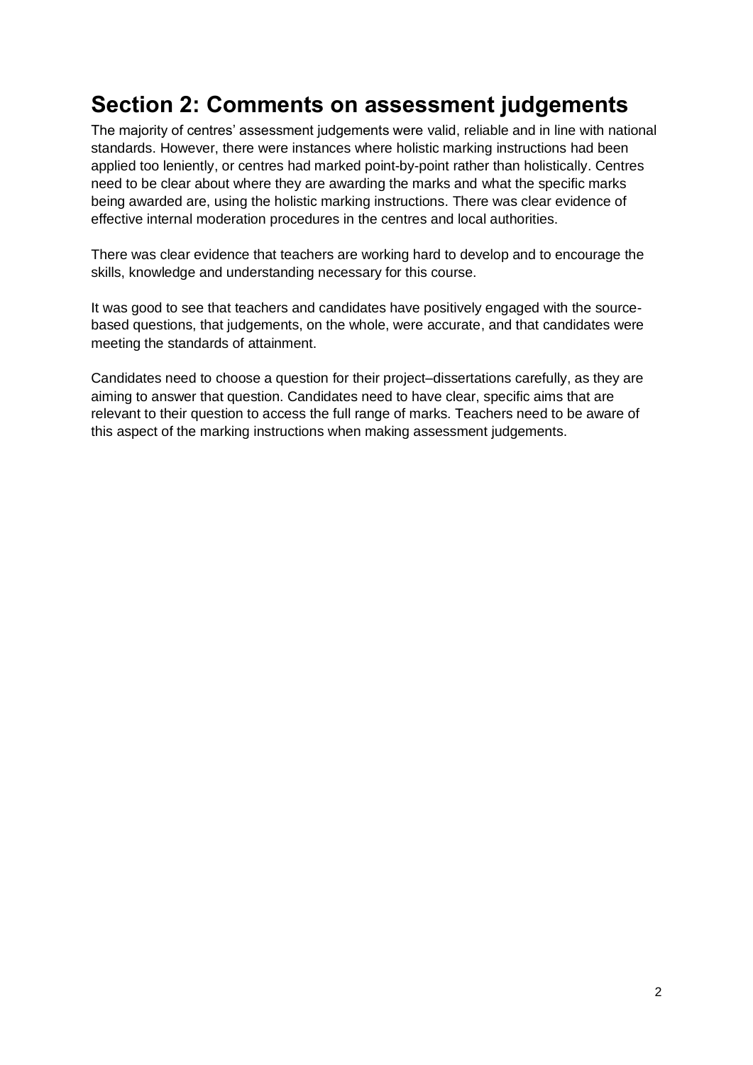## Section 2: Comments on assessment judgements

The majority of centres' assessment judgements were valid, reliable and in line with national standards. However, there were instances where holistic marking instructions had been applied too leniently, or centres had marked point-by-point rather than holistically. Centres need to be clear about where they are awarding the marks and what the specific marks being awarded are, using the holistic marking instructions. There was clear evidence of effective internal moderation procedures in the centres and local authorities.

There was clear evidence that teachers are working hard to develop and to encourage the skills, knowledge and understanding necessary for this course.

It was good to see that teachers and candidates have positively engaged with the source-based questions, that judgements, on the whole, were accurate, and that candidates were meeting the standards of attainment.

Candidates need to choose a question for their project–dissertations carefully, as they are aiming to answer that question. Candidates need to have clear, specific aims that are relevant to their question to access the full range of marks. Teachers need to be aware of this aspect of the marking instructions when making assessment judgements.